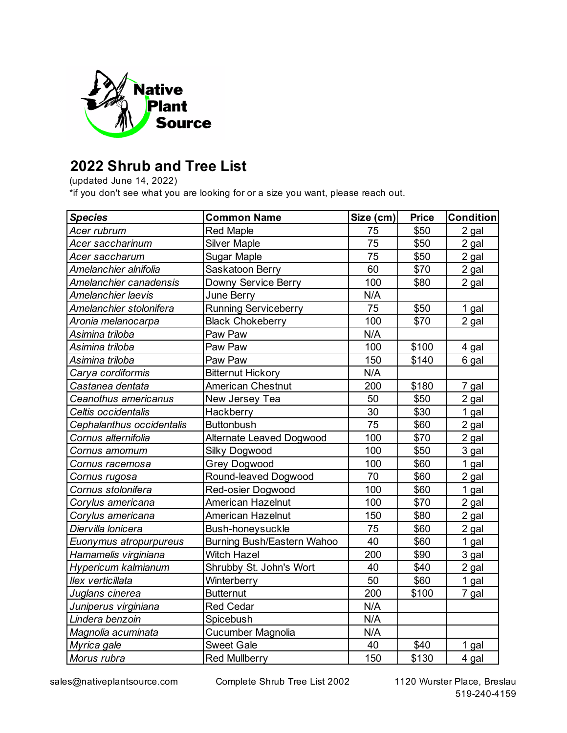Native Plant Source

## 2022 Shrub and Tree List

(updated June 14, 2022)

*if you don't see what you are looking for or a size you want, please reach out.

| *Species* | Common Name | Size (cm) | Price | Condition |
|---|---|---|---|---|
| *Acer rubrum* | Red Maple | 75 | $50 | 2 gal |
| *Acer saccharinum* | Silver Maple | 75 | $50 | 2 gal |
| *Acer saccharum* | Sugar Maple | 75 | $50 | 2 gal |
| *Amelanchier alnifolia* | Saskatoon Berry | 60 | $70 | 2 gal |
| *Amelanchier canadensis* | Downy Service Berry | 100 | $80 | 2 gal |
| *Amelanchier laevis* | June Berry | N/A | | |
| *Amelanchier stolonifera* | Running Serviceberry | 75 | $50 | 1 gal |
| *Aronia melanocarpa* | Black Chokeberry | 100 | $70 | 2 gal |
| *Asimina triloba* | Paw Paw | N/A | | |
| *Asimina triloba* | Paw Paw | 100 | $100 | 4 gal |
| *Asimina triloba* | Paw Paw | 150 | $140 | 6 gal |
| *Carya cordiformis* | Bitternut Hickory | N/A | | |
| *Castanea dentata* | American Chestnut | 200 | $180 | 7 gal |
| *Ceanothus americanus* | New Jersey Tea | 50 | $50 | 2 gal |
| *Celtis occidentalis* | Hackberry | 30 | $30 | 1 gal |
| *Cephalanthus occidentalis* | Buttonbush | 75 | $60 | 2 gal |
| *Cornus alternifolia* | Alternate Leaved Dogwood | 100 | $70 | 2 gal |
| *Cornus amomum* | Silky Dogwood | 100 | $50 | 3 gal |
| *Cornus racemosa* | Grey Dogwood | 100 | $60 | 1 gal |
| *Cornus rugosa* | Round-leaved Dogwood | 70 | $60 | 2 gal |
| *Cornus stolonifera* | Red-osier Dogwood | 100 | $60 | 1 gal |
| *Corylus americana* | American Hazelnut | 100 | $70 | 2 gal |
| *Corylus americana* | American Hazelnut | 150 | $80 | 2 gal |
| *Diervilla lonicera* | Bush-honeysuckle | 75 | $60 | 2 gal |
| *Euonymus atropurpureus* | Burning Bush/Eastern Wahoo | 40 | $60 | 1 gal |
| *Hamamelis virginiana* | Witch Hazel | 200 | $90 | 3 gal |
| *Hypericum kalmianum* | Shrubby St. John's Wort | 40 | $40 | 2 gal |
| *Ilex verticillata* | Winterberry | 50 | $60 | 1 gal |
| *Juglans cinerea* | Butternut | 200 | $100 | 7 gal |
| *Juniperus virginiana* | Red Cedar | N/A | | |
| *Lindera benzoin* | Spicebush | N/A | | |
| *Magnolia acuminata* | Cucumber Magnolia | N/A | | |
| *Myrica gale* | Sweet Gale | 40 | $40 | 1 gal |
| *Morus rubra* | Red Mullberry | 150 | $130 | 4 gal |

sales@nativeplantsource.com    Complete Shrub Tree List 2002    1120 Wurster Place, Breslau 519-240-4159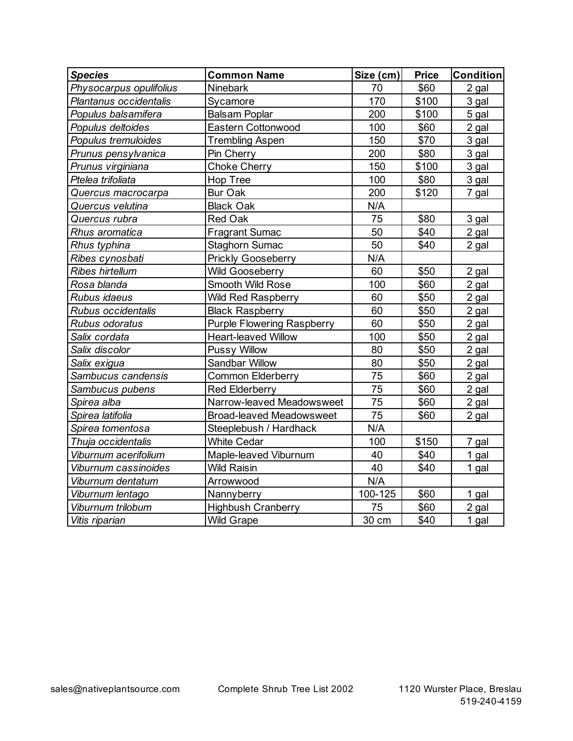| ***Species*** | **Common Name** | **Size (cm)** | **Price** | **Condition** |
|---|---|---|---|---|
| *Physocarpus opulifolius* | Ninebark | 70 | $60 | 2 gal |
| *Plantanus occidentalis* | Sycamore | 170 | $100 | 3 gal |
| *Populus balsamifera* | Balsam Poplar | 200 | $100 | 5 gal |
| *Populus deltoides* | Eastern Cottonwood | 100 | $60 | 2 gal |
| *Populus tremuloides* | Trembling Aspen | 150 | $70 | 3 gal |
| *Prunus pensylvanica* | Pin Cherry | 200 | $80 | 3 gal |
| *Prunus virginiana* | Choke Cherry | 150 | $100 | 3 gal |
| *Ptelea trifoliata* | Hop Tree | 100 | $80 | 3 gal |
| *Quercus macrocarpa* | Bur Oak | 200 | $120 | 7 gal |
| *Quercus velutina* | Black Oak | N/A | | |
| *Quercus rubra* | Red Oak | 75 | $80 | 3 gal |
| *Rhus aromatica* | Fragrant Sumac | 50 | $40 | 2 gal |
| *Rhus typhina* | Staghorn Sumac | 50 | $40 | 2 gal |
| *Ribes cynosbati* | Prickly Gooseberry | N/A | | |
| *Ribes hirtellum* | Wild Gooseberry | 60 | $50 | 2 gal |
| *Rosa blanda* | Smooth Wild Rose | 100 | $60 | 2 gal |
| *Rubus idaeus* | Wild Red Raspberry | 60 | $50 | 2 gal |
| *Rubus occidentalis* | Black Raspberry | 60 | $50 | 2 gal |
| *Rubus odoratus* | Purple Flowering Raspberry | 60 | $50 | 2 gal |
| *Salix cordata* | Heart-leaved Willow | 100 | $50 | 2 gal |
| *Salix discolor* | Pussy Willow | 80 | $50 | 2 gal |
| *Salix exigua* | Sandbar Willow | 80 | $50 | 2 gal |
| *Sambucus candensis* | Common Elderberry | 75 | $60 | 2 gal |
| *Sambucus pubens* | Red Elderberry | 75 | $60 | 2 gal |
| *Spirea alba* | Narrow-leaved Meadowsweet | 75 | $60 | 2 gal |
| *Spirea latifolia* | Broad-leaved Meadowsweet | 75 | $60 | 2 gal |
| *Spirea tomentosa* | Steeplebush / Hardhack | N/A | | |
| *Thuja occidentalis* | White Cedar | 100 | $150 | 7 gal |
| *Viburnum acerifolium* | Maple-leaved Viburnum | 40 | $40 | 1 gal |
| *Viburnum cassinoides* | Wild Raisin | 40 | $40 | 1 gal |
| *Viburnum dentatum* | Arrowwood | N/A | | |
| *Viburnum lentago* | Nannyberry | 100-125 | $60 | 1 gal |
| *Viburnum trilobum* | Highbush Cranberry | 75 | $60 | 2 gal |
| *Vitis riparian* | Wild Grape | 30 cm | $40 | 1 gal |